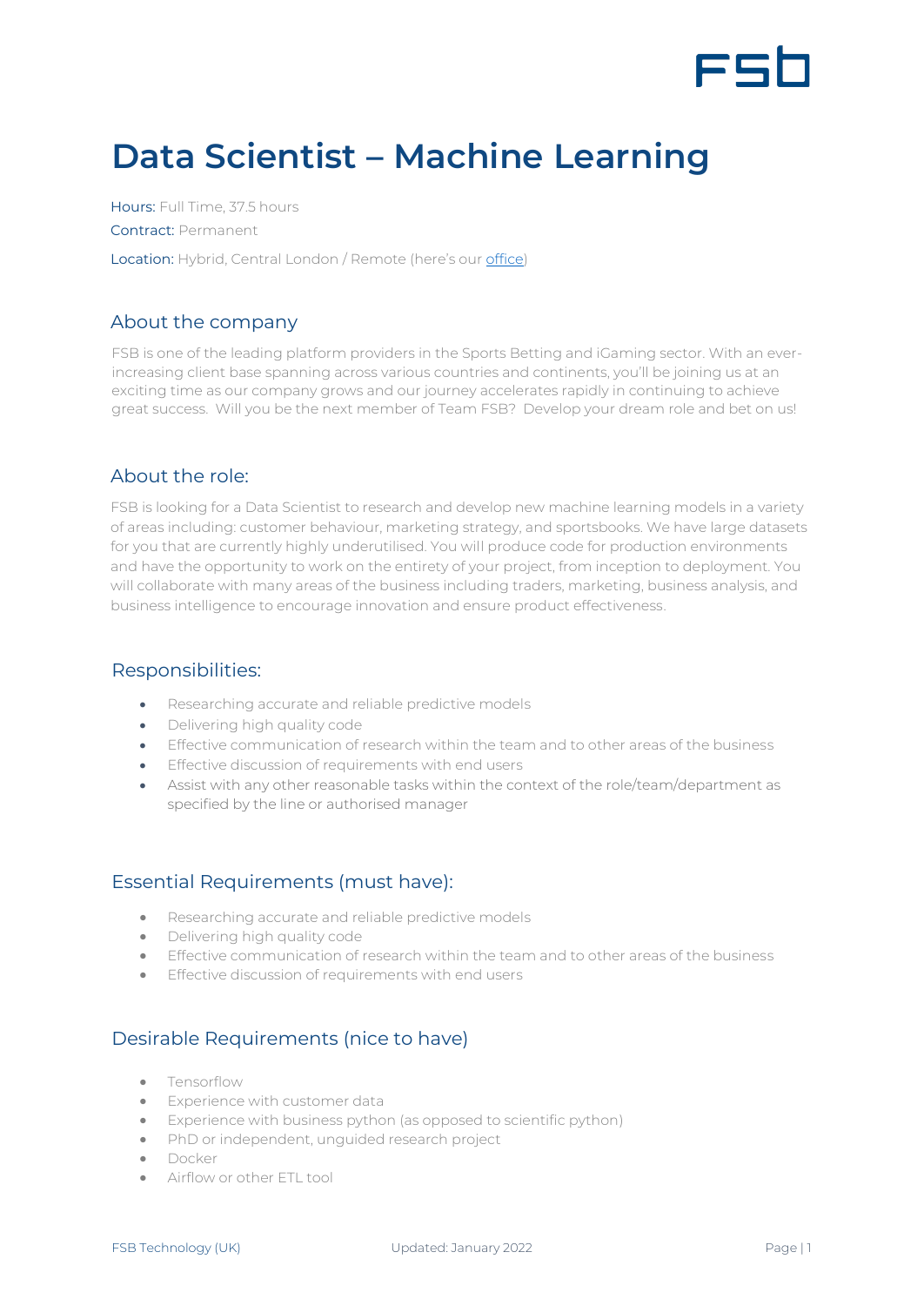# Data Scientist – Machine Learning

**Hours:** Full Time, 37.5 hours

**Contract:** Permanent

**Location:** Hybrid, Central London / Remote (here's our office)

## About the company

FSB is one of the leading platform providers in the Sports Betting and iGaming sector. With an ever-increasing client base spanning across various countries and continents, you'll be joining us at an exciting time as our company grows and our journey accelerates rapidly in continuing to achieve great success. Will you be the next member of Team FSB? Develop your dream role and bet on us!

## About the role:

FSB is looking for a Data Scientist to research and develop new machine learning models in a variety of areas including: customer behaviour, marketing strategy, and sportsbooks. We have large datasets for you that are currently highly underutilised. You will produce code for production environments and have the opportunity to work on the entirety of your project, from inception to deployment. You will collaborate with many areas of the business including traders, marketing, business analysis, and business intelligence to encourage innovation and ensure product effectiveness.

## Responsibilities:

- Researching accurate and reliable predictive models
- Delivering high quality code
- Effective communication of research within the team and to other areas of the business
- Effective discussion of requirements with end users
- Assist with any other reasonable tasks within the context of the role/team/department as specified by the line or authorised manager

## Essential Requirements (must have):

- Researching accurate and reliable predictive models
- Delivering high quality code
- Effective communication of research within the team and to other areas of the business
- Effective discussion of requirements with end users

## Desirable Requirements (nice to have)

- Tensorflow
- Experience with customer data
- Experience with business python (as opposed to scientific python)
- PhD or independent, unguided research project
- Docker
- Airflow or other ETL tool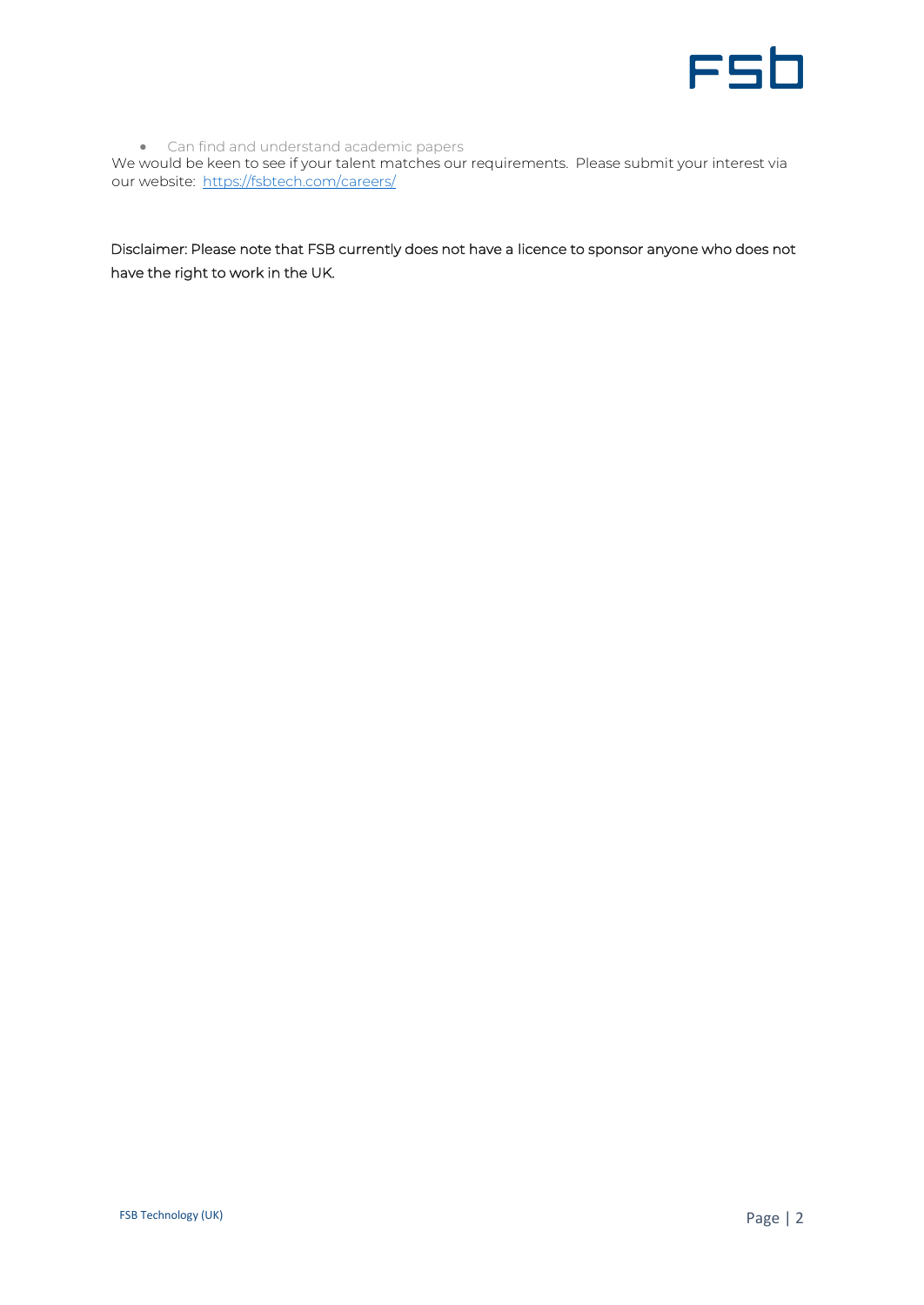- Can find and understand academic papers

We would be keen to see if your talent matches our requirements. Please submit your interest via our website: [https://fsbtech.com/careers/](https://fsbtech.com/careers/)

Disclaimer: Please note that FSB currently does not have a licence to sponsor anyone who does not have the right to work in the UK.